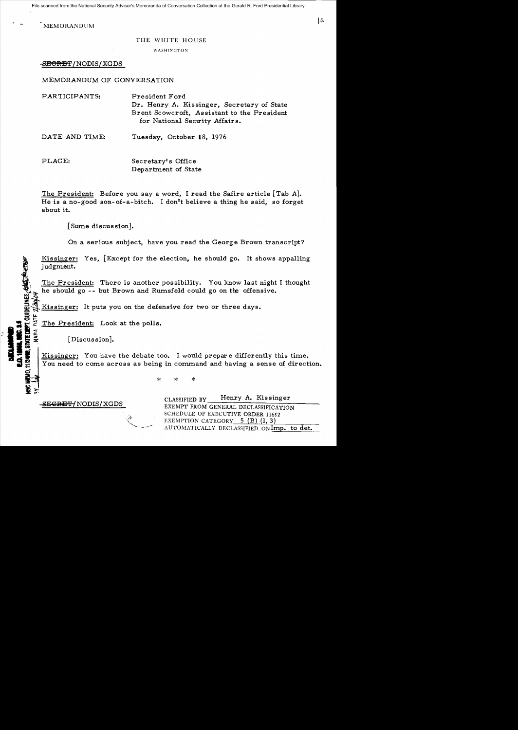MEMORANDUM

THE WHITE HOUSE

WASHINGTON

~~SECRET~~/NODIS/XGDS

MEMORANDUM OF CONVERSATION

PARTICIPANTS: President Ford
Dr. Henry A. Kissinger, Secretary of State
Brent Scowcroft, Assistant to the President for National Security Affairs.

DATE AND TIME: Tuesday, October 18, 1976

PLACE: Secretary's Office
Department of State

The President: Before you say a word, I read the Safire article [Tab A]. He is a no-good son-of-a-bitch. I don't believe a thing he said, so forget about it.

[Some discussion].

On a serious subject, have you read the George Brown transcript?

Kissinger: Yes, [Except for the election, he should go. It shows appalling judgment.

The President: There is another possibility. You know last night I thought he should go -- but Brown and Rumsfeld could go on the offensive.

Kissinger: It puts you on the defensive for two or three days.

The President: Look at the polls.

[Discussion].

Kissinger: You have the debate too. I would prepare differently this time. You need to come across as being in command and having a sense of direction.

\* \* \*

~~SECRET~~/NODIS/XGDS

CLASSIFIED BY Henry A. Kissinger
EXEMPT FROM GENERAL DECLASSIFICATION SCHEDULE OF EXECUTIVE ORDER 11652
EXEMPTION CATEGORY 5 (B) (1, 3)
AUTOMATICALLY DECLASSIFIED ON Imp. to det.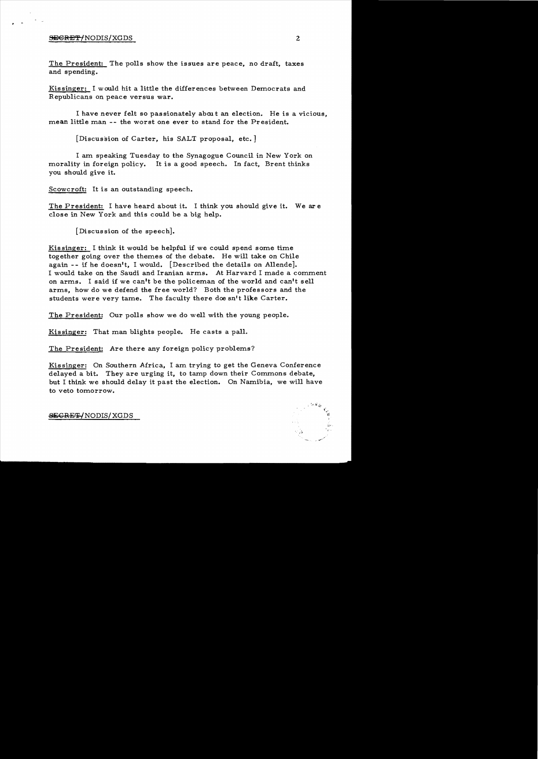The President: The polls show the issues are peace, no draft, taxes and spending.

Kissinger: I would hit a little the differences between Democrats and Republicans on peace versus war.

I have never felt so passionately about an election. He is a vicious, mean little man -- the worst one ever to stand for the President.

[Discussion of Carter, his SALT proposal, etc.]

I am speaking Tuesday to the Synagogue Council in New York on morality in foreign policy. It is a good speech. In fact, Brent thinks you should give it.

Scowcroft: It is an outstanding speech.

The President: I have heard about it. I think you should give it. We are close in New York and this could be a big help.

[Discussion of the speech].

Kissinger: I think it would be helpful if we could spend some time together going over the themes of the debate. He will take on Chile again -- if he doesn't, I would. [Described the details on Allende]. I would take on the Saudi and Iranian arms. At Harvard I made a comment on arms. I said if we can't be the policeman of the world and can't sell arms, how do we defend the free world? Both the professors and the students were very tame. The faculty there doesn't like Carter.

The President: Our polls show we do well with the young people.

Kissinger: That man blights people. He casts a pall.

The President: Are there any foreign policy problems?

Kissinger: On Southern Africa, I am trying to get the Geneva Conference delayed a bit. They are urging it, to tamp down their Commons debate, but I think we should delay it past the election. On Namibia, we will have to veto tomorrow.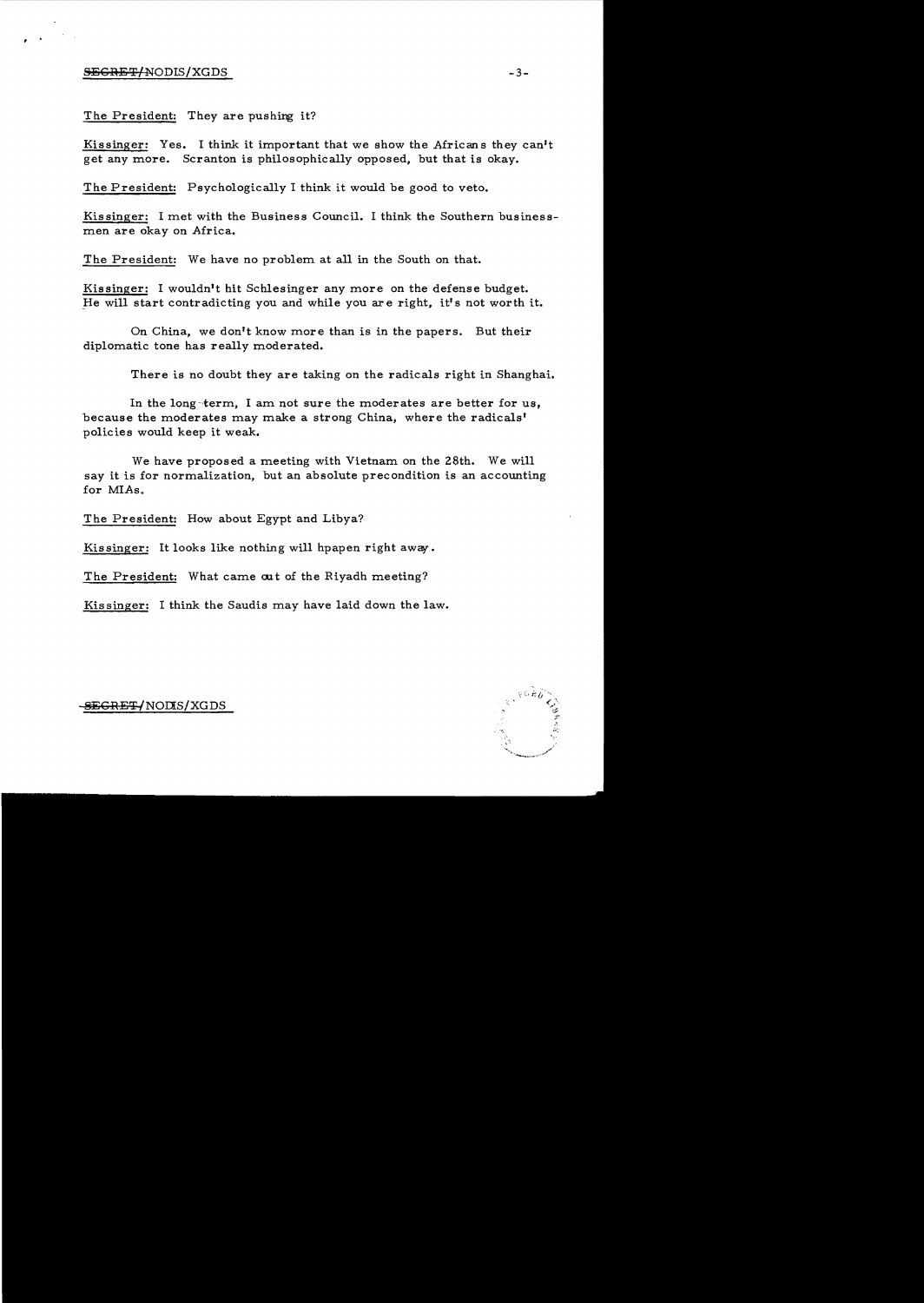The President: They are pushing it?

Kissinger: Yes. I think it important that we show the Africans they can't get any more. Scranton is philosophically opposed, but that is okay.

The President: Psychologically I think it would be good to veto.

Kissinger: I met with the Business Council. I think the Southern businessmen are okay on Africa.

The President: We have no problem at all in the South on that.

Kissinger: I wouldn't hit Schlesinger any more on the defense budget. He will start contradicting you and while you are right, it's not worth it.

On China, we don't know more than is in the papers. But their diplomatic tone has really moderated.

There is no doubt they are taking on the radicals right in Shanghai.

In the long-term, I am not sure the moderates are better for us, because the moderates may make a strong China, where the radicals' policies would keep it weak.

We have proposed a meeting with Vietnam on the 28th. We will say it is for normalization, but an absolute precondition is an accounting for MIAs.

The President: How about Egypt and Libya?

Kissinger: It looks like nothing will hpapen right away.

The President: What came out of the Riyadh meeting?

Kissinger: I think the Saudis may have laid down the law.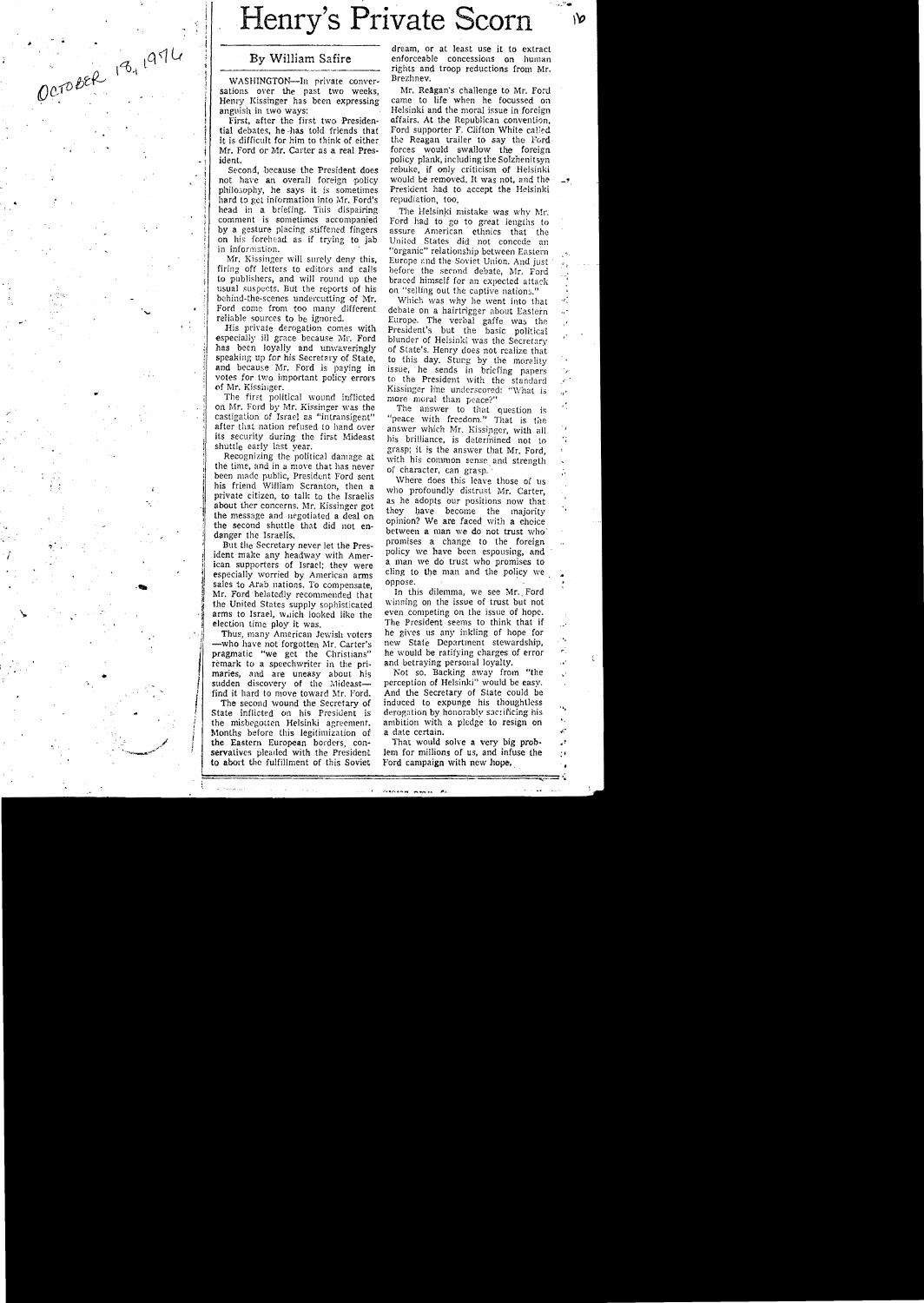October 18, 1976

# Henry's Private Scorn

## By William Safire

WASHINGTON—In private conversations over the past two weeks, Henry Kissinger has been expressing anguish in two ways:

First, after the first two Presidential debates, he has told friends that it is difficult for him to think of either Mr. Ford or Mr. Carter as a real President.

Second, because the President does not have an overall foreign policy philosophy, he says it is sometimes hard to get information into Mr. Ford's head in a briefing. This dispairing comment is sometimes accompanied by a gesture placing stiffened fingers on his forehead as if trying to jab in information.

Mr. Kissinger will surely deny this, firing off letters to editors and calls to publishers, and will round up the usual suspects. But the reports of his behind-the-scenes undercutting of Mr. Ford come from too many different reliable sources to be ignored.

His private derogation comes with especially ill grace because Mr. Ford has been loyally and unwaveringly speaking up for his Secretary of State, and because Mr. Ford is paying in votes for two important policy errors of Mr. Kissinger.

The first political wound inflicted on Mr. Ford by Mr. Kissinger was the castigation of Israel as "intransigent" after that nation refused to hand over its security during the first Mideast shuttle early last year.

Recognizing the political damage at the time, and in a move that has never been made public, President Ford sent his friend William Scranton, then a private citizen, to talk to the Israelis about their concerns. Mr. Kissinger got the message and negotiated a deal on the second shuttle that did not endanger the Israelis.

But the Secretary never let the President make any headway with American supporters of Israel; they were especially worried by American arms sales to Arab nations. To compensate, Mr. Ford belatedly recommended that the United States supply sophisticated arms to Israel, which looked like the election time ploy it was.

Thus, many American Jewish voters —who have not forgotten Mr. Carter's pragmatic "we get the Christians" remark to a speechwriter in the primaries, and are uneasy about his sudden discovery of the Mideast—find it hard to move toward Mr. Ford.

The second wound the Secretary of State inflicted on his President is the misbegotten Helsinki agreement. Months before this legitimization of the Eastern European borders, conservatives pleaded with the President to abort the fulfillment of this Soviet dream, or at least use it to extract enforceable concessions on human rights and troop reductions from Mr. Brezhnev.

Mr. Reagan's challenge to Mr. Ford came to life when he focussed on Helsinki and the moral issue in foreign affairs. At the Republican convention, Ford supporter F. Clifton White called the Reagan trailer to say the Ford forces would swallow the foreign policy plank, including the Solzhenitsyn rebuke, if only criticism of Helsinki would be removed. It was not, and the President had to accept the Helsinki repudiation, too.

The Helsinki mistake was why Mr. Ford had to go to great lengths to assure American ethnics that the United States did not concede an "organic" relationship between Eastern Europe and the Soviet Union. And just before the second debate, Mr. Ford braced himself for an expected attack on "selling out the captive nations."

Which was why he went into that debate on a hairtrigger about Eastern Europe. The verbal gaffe was the President's but the basic political blunder of Helsinki was the Secretary of State's. Henry does not realize that to this day. Stung by the morality issue, he sends in briefing papers to the President with the standard Kissinger line underscored: "What is more moral than peace?"

The answer to that question is "peace with freedom." That is the answer which Mr. Kissinger, with all his brilliance, is determined not to grasp; it is the answer that Mr. Ford, with his common sense and strength of character, can grasp.

Where does this leave those of us who profoundly distrust Mr. Carter, as he adopts our positions now that they have become the majority opinion? We are faced with a choice between a man we do not trust who promises a change to the foreign policy we have been espousing, and a man we do trust who promises to cling to the man and the policy we oppose.

In this dilemma, we see Mr. Ford winning on the issue of trust but not even competing on the issue of hope. The President seems to think that if he gives us any inkling of hope for new State Department stewardship, he would be ratifying charges of error and betraying personal loyalty.

Not so. Backing away from "the perception of Helsinki" would be easy. And the Secretary of State could be induced to expunge his thoughtless derogation by honorably sacrificing his ambition with a pledge to resign on a date certain.

That would solve a very big problem for millions of us, and infuse the Ford campaign with new hope.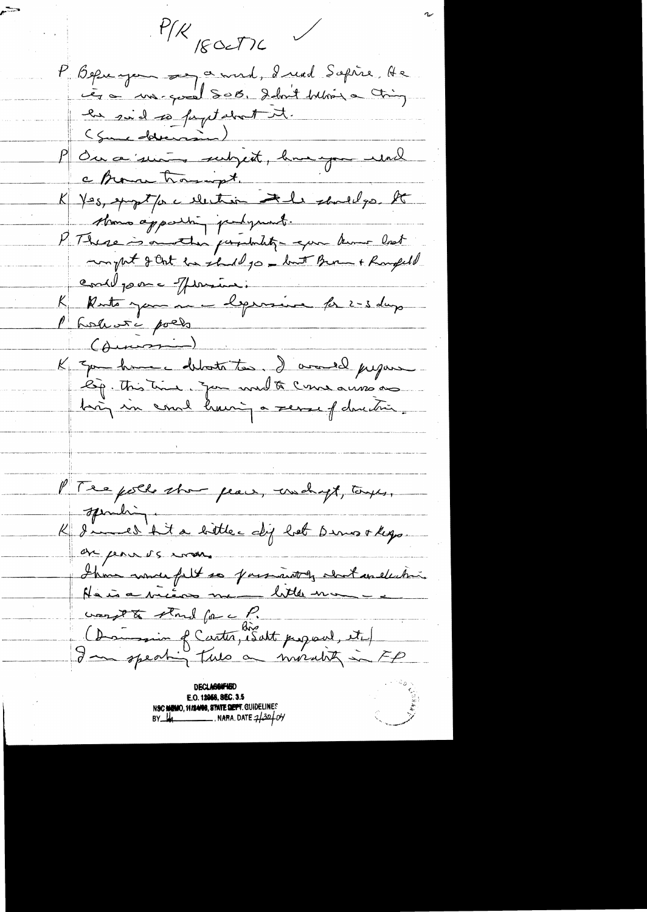P/K 18 Oct 76

P Before you say a word, I read Safire. He is a no-good SOB. I don't believe a thing he said so forget about it.

(Some discussion)

P On a serious subject, have you read the Brown transcript.

K Yes, except for election I he should go. It shows appalling judgment.

P There is another possibility — you know last night I thought he should go — but Brown + Rumsfeld could go on a TV session.

K Puts you in a defensive for 2-3 days

P Look at the polls

(Discussion)

K You have a debate too. I would prepare Exp. this time. You need to come across as being in control having a sense of direction.

P The polls show peace, understanding, taxes, spending.

K I would hit a little diff between Dems & Reps. on peace vs war.

I have never felt so passionately about an election. He is a vicious mean little man — a wrong to stand for a P.

(Discussion of Carter, Bias, Salt proposal, etc)

I am speaking Tues on morality in FP

DECLASSIFIED
E.O. 12958, SEC. 3.5
NSC MEMO, 11/24/98, STATE DEPT. GUIDELINES
BY lk , NARA, DATE 7/30/04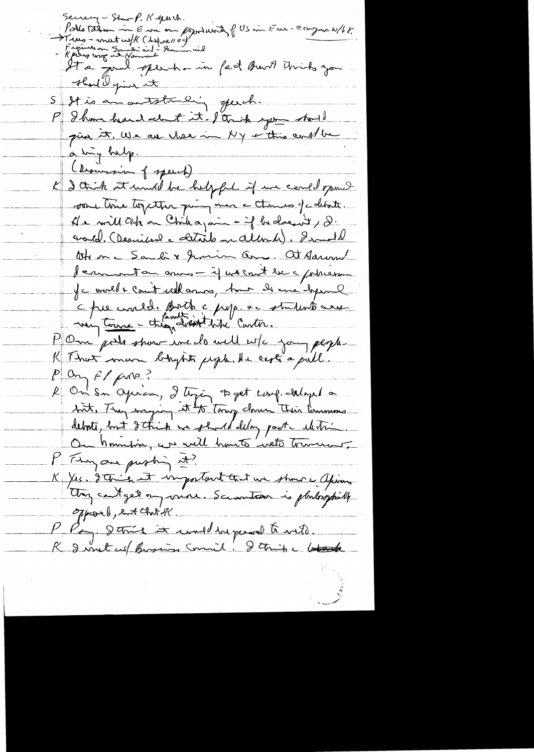Secretary – Stern P. K speech.
Polls taken in E on on popularity of US in Eur – compare w/68.
→ Texas – meet w/K (Chapnell 09)
– Figures on Saudi aid – Lebanon aid
– K plug way at Harvard

It a good speech – in fact Brent thinks you should give it

S It is an outstanding speech.

P I have heard about it. I think you should give it. We are close in NY & this could be a big help.

(Discussion of speech)

K I think it would be helpful if we could spend some time together going over the themes of a debate. He will talk on Chile again – if he doesn't, I would. (Described details re allende). I would talk on the Sandi & Korean arms. At Harvard I commented on arms – if we can't be the policeman of the world & can't sell arms, how do we defend the free world. Both the profs & students were very tame – they didn't like Carter.

P Our polls show we do well w/c young people.

K That man frightens people. He casts a pall.

P Any F/P probs?

K On So Africa, I trying to get comp. developed a bit. They are trying it to tone down their unanimous debate, but I think we should delay past the election. On Namibia, we will have to veto tomorrow.

P They are pushing it?

K Yes. I think it important that we show the Africans they can't get any more. Scranton is philosophically opposed, but that K.

P Okay. I think it would be good to veto.

K I met w/ Business Council. I think the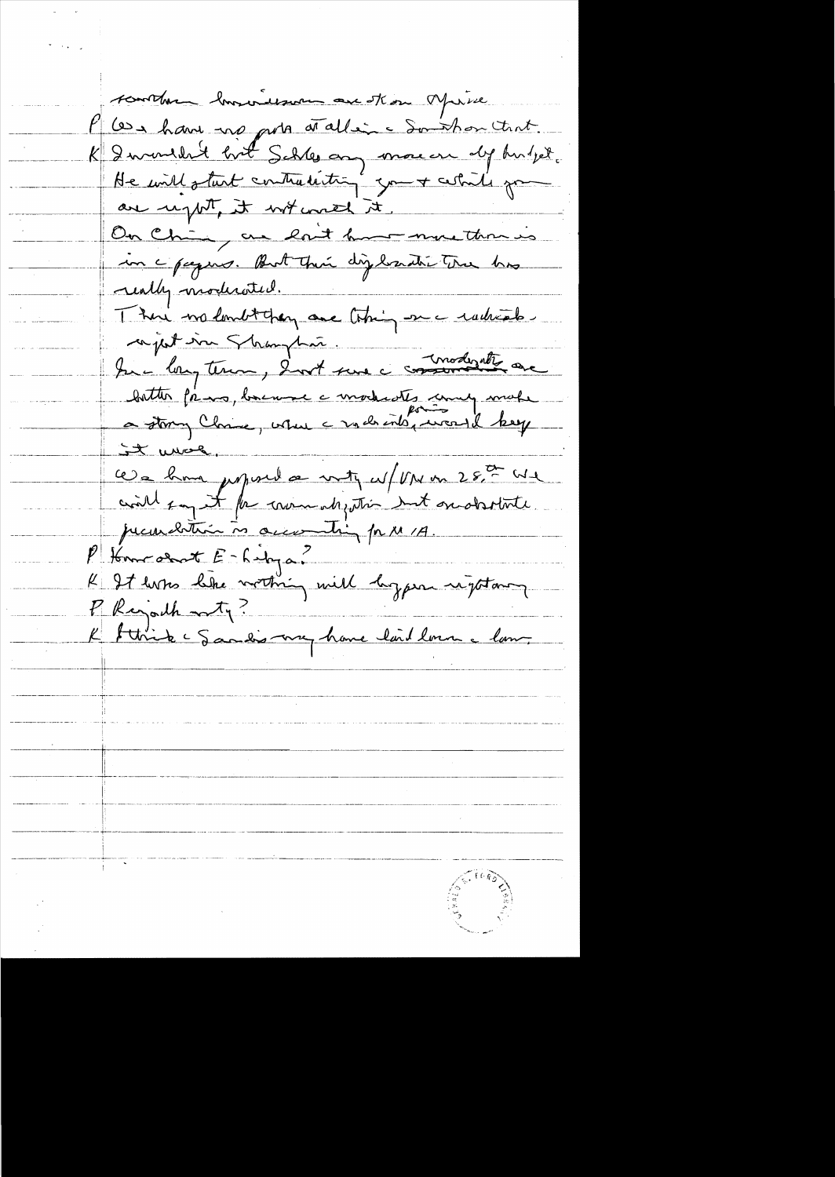towards businessmen and Khan Africa

P We have no posts at all in Southern Africa. Somehow that.

K I wouldn't hit Schlesinger any more on the budget. He will start contradicting you & while you are right, it won't work it.

On China, we don't know more than is in the papers. But their diplomatic tone has really moderated.

I think no doubt they are fighting over a radical upset in Shanghai.

In the long term, I'm not sure the moderates are better for us, because the moderates may make a strong China, where the radicals' policies would keep it weak.

We have proposed a mtg w/ VN on 28th. We will say it for normalization but on absolute precondition on accounting for MIA.

P How about E-Libya?

K It looks like nothing will happen right away.

P Rajaih mtg?

K I think Sandis may have laid down the law.